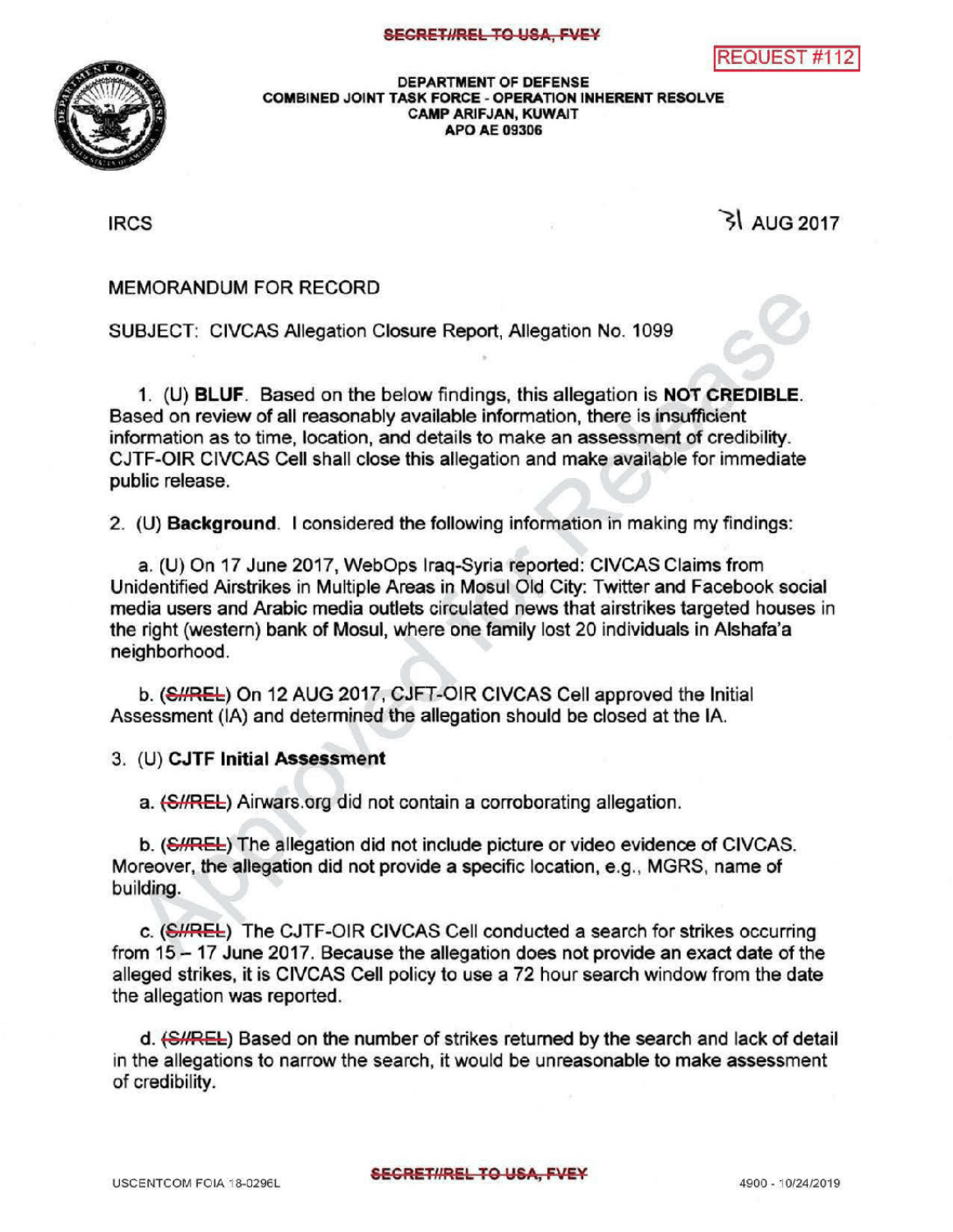SECRET//REL TO USA, FVEY

REQUEST #112

DEPARTMENT OF DEFENSE
COMBINED JOINT TASK FORCE - OPERATION INHERENT RESOLVE
CAMP ARIFJAN, KUWAIT
APO AE 09306

IRCS

31 AUG 2017

MEMORANDUM FOR RECORD

SUBJECT: CIVCAS Allegation Closure Report, Allegation No. 1099

1. (U) **BLUF**. Based on the below findings, this allegation is **NOT CREDIBLE**. Based on review of all reasonably available information, there is insufficient information as to time, location, and details to make an assessment of credibility. CJTF-OIR CIVCAS Cell shall close this allegation and make available for immediate public release.

2. (U) **Background**. I considered the following information in making my findings:

   a. (U) On 17 June 2017, WebOps Iraq-Syria reported: CIVCAS Claims from Unidentified Airstrikes in Multiple Areas in Mosul Old City: Twitter and Facebook social media users and Arabic media outlets circulated news that airstrikes targeted houses in the right (western) bank of Mosul, where one family lost 20 individuals in Alshafa'a neighborhood.

   b. (~~S//REL~~) On 12 AUG 2017, CJFT-OIR CIVCAS Cell approved the Initial Assessment (IA) and determined the allegation should be closed at the IA.

3. (U) **CJTF Initial Assessment**

   a. (~~S//REL~~) Airwars.org did not contain a corroborating allegation.

   b. (~~S//REL~~) The allegation did not include picture or video evidence of CIVCAS. Moreover, the allegation did not provide a specific location, e.g., MGRS, name of building.

   c. (~~S//REL~~) The CJTF-OIR CIVCAS Cell conducted a search for strikes occurring from 15 – 17 June 2017. Because the allegation does not provide an exact date of the alleged strikes, it is CIVCAS Cell policy to use a 72 hour search window from the date the allegation was reported.

   d. (~~S//REL~~) Based on the number of strikes returned by the search and lack of detail in the allegations to narrow the search, it would be unreasonable to make assessment of credibility.

USCENTCOM FOIA 18-0296L

SECRET//REL TO USA, FVEY

4900 - 10/24/2019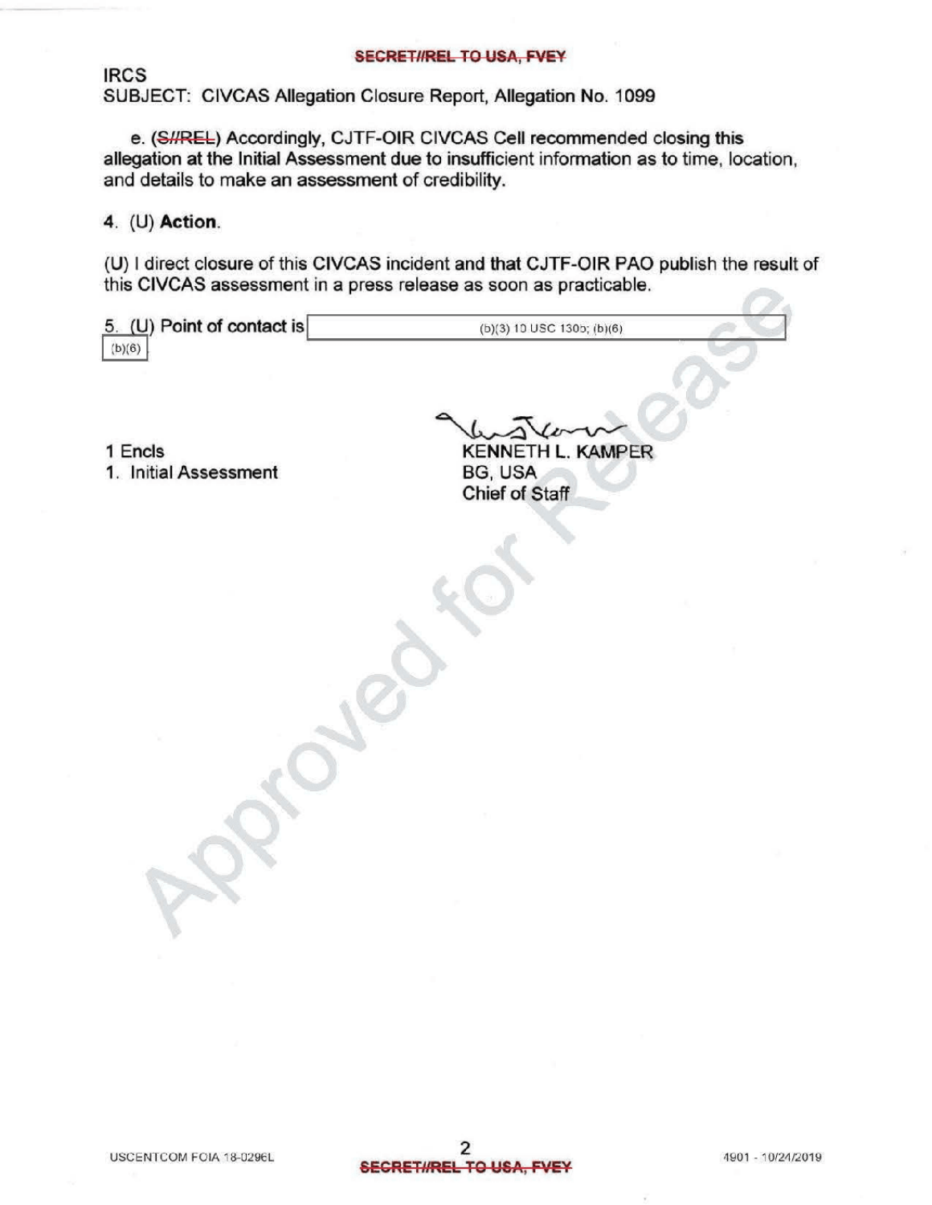IRCS
SUBJECT: CIVCAS Allegation Closure Report, Allegation No. 1099

e. (~~S//REL~~) Accordingly, CJTF-OIR CIVCAS Cell recommended closing this allegation at the Initial Assessment due to insufficient information as to time, location, and details to make an assessment of credibility.

4. (U) **Action**.

(U) I direct closure of this CIVCAS incident and that CJTF-OIR PAO publish the result of this CIVCAS assessment in a press release as soon as practicable.

5. (U) Point of contact is (b)(3) 10 USC 130b; (b)(6) (b)(6).

1 Encls
1. Initial Assessment

KENNETH L. KAMPER
BG, USA
Chief of Staff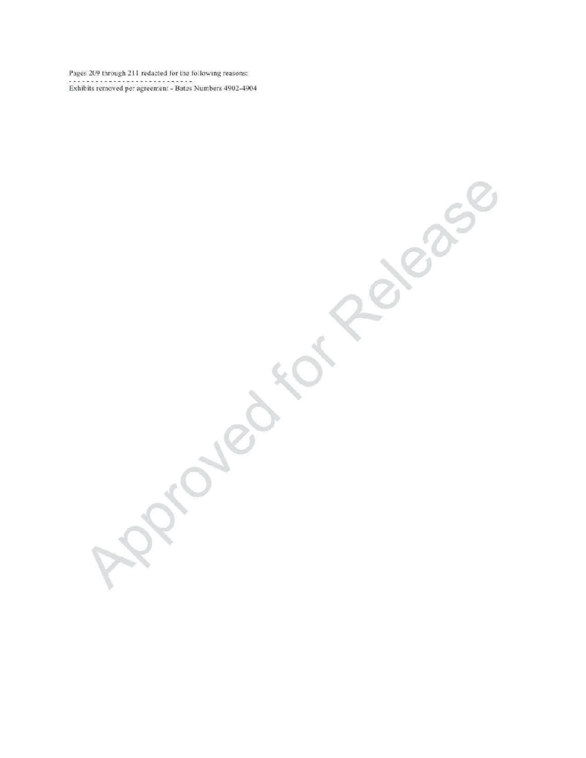Pages 209 through 211 redacted for the following reasons:

- - - - - - - - - - - - - - - - - - - - - - - - - - -

Exhibits removed per agreement - Bates Numbers 4902-4904